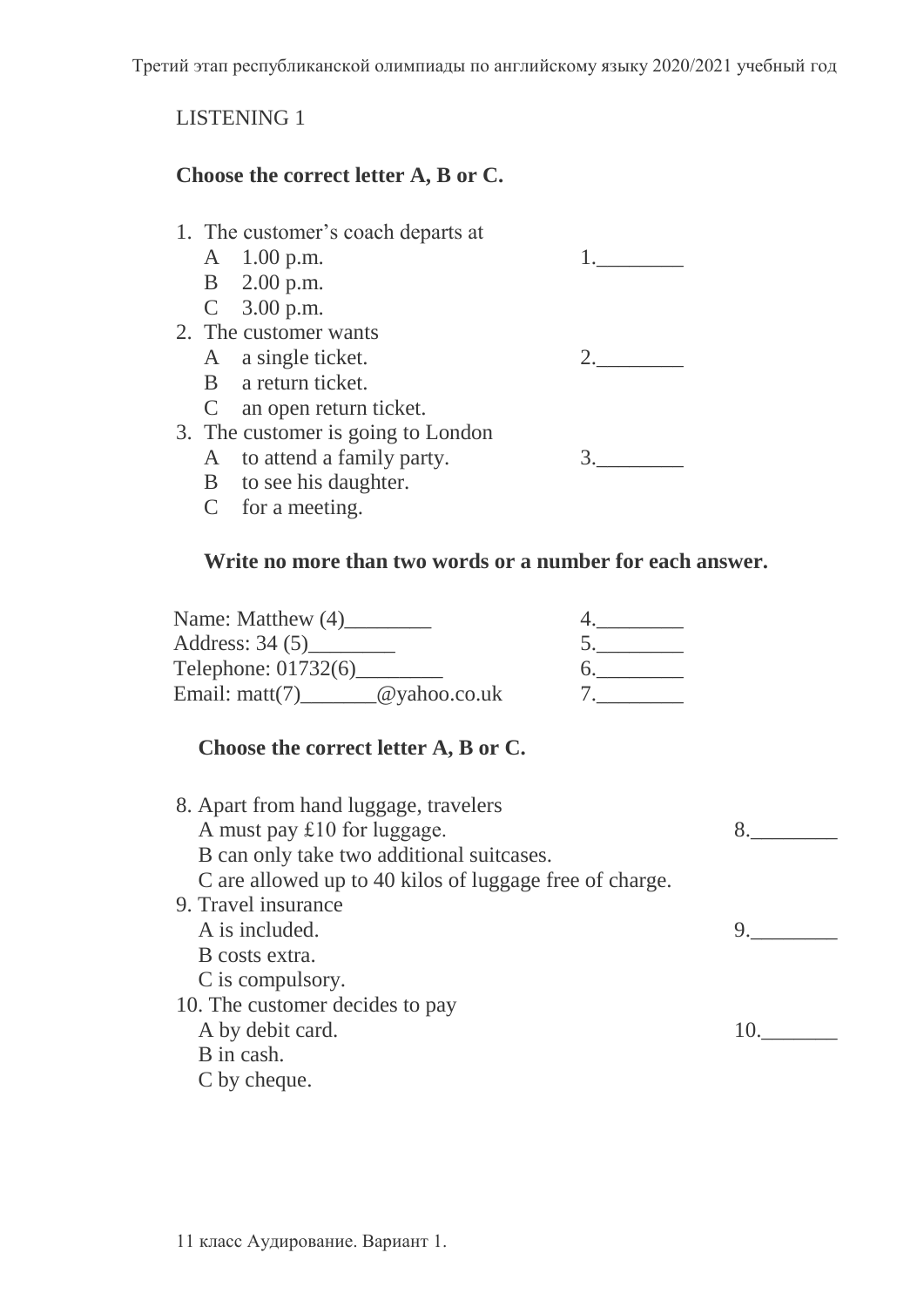LISTENING 1

**Choose the correct letter A, B or C.**

1. The customer's coach departs at
   - A 1.00 p.m.
   - B 2.00 p.m.
   - C 3.00 p.m.

   1.________
2. The customer wants
   - A a single ticket.
   - B a return ticket.
   - C an open return ticket.

   2.________
3. The customer is going to London
   - A to attend a family party.
   - B to see his daughter.
   - C for a meeting.

   3.________

**Write no more than two words or a number for each answer.**

Name: Matthew (4)________ 4.________

Address: 34 (5)________ 5.________

Telephone: 01732(6)________ 6.________

Email: matt(7)_______@yahoo.co.uk 7.________

**Choose the correct letter A, B or C.**

8. Apart from hand luggage, travelers
   A must pay £10 for luggage.
   B can only take two additional suitcases.
   C are allowed up to 40 kilos of luggage free of charge.

   8.________

9. Travel insurance
   A is included.
   B costs extra.
   C is compulsory.

   9.________

10. The customer decides to pay
    A by debit card.
    B in cash.
    C by cheque.

    10._______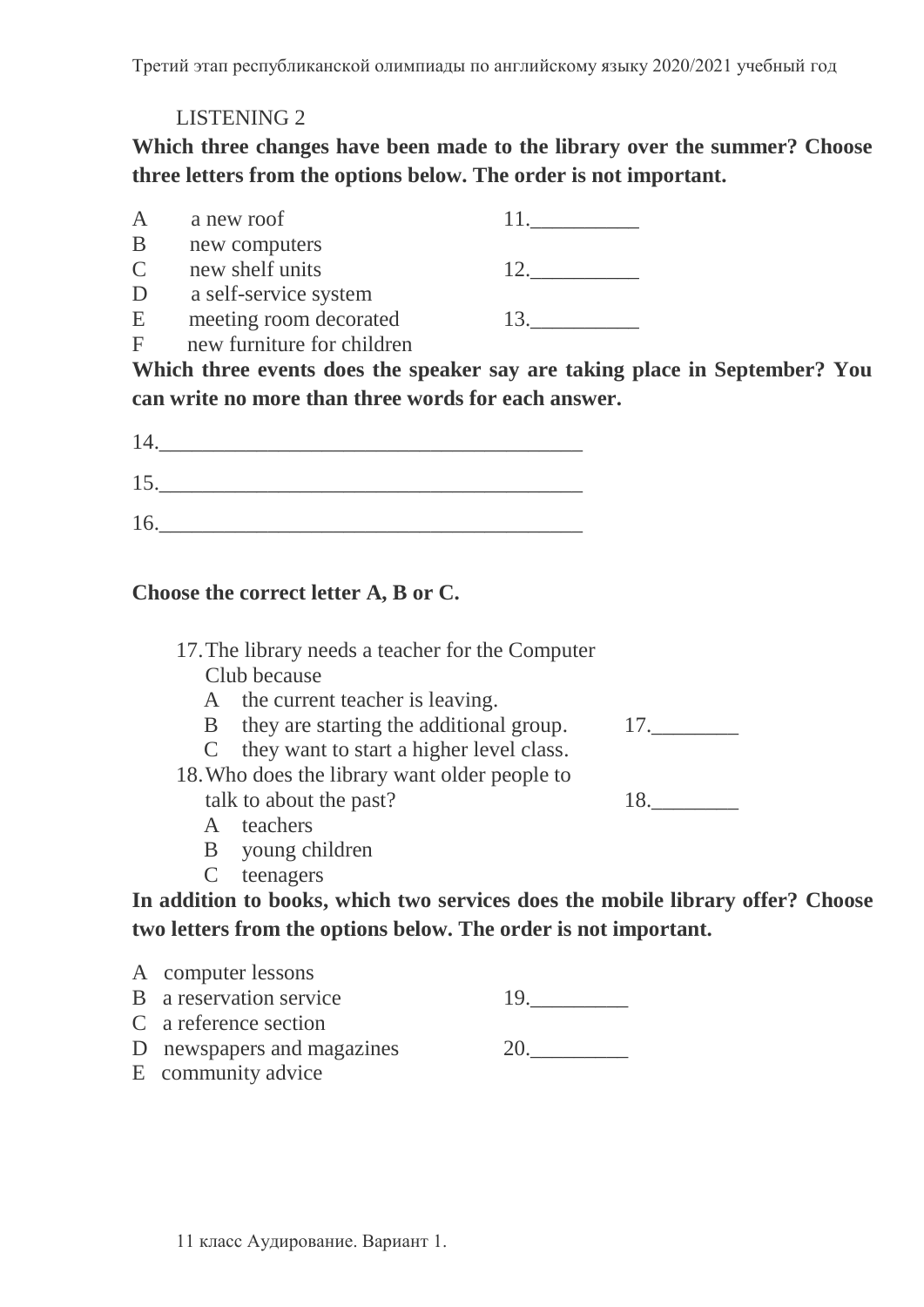LISTENING 2

**Which three changes have been made to the library over the summer? Choose three letters from the options below. The order is not important.**

A a new roof
B new computers
C new shelf units
D a self-service system
E meeting room decorated
F new furniture for children

11.__________

12.__________

13.__________

**Which three events does the speaker say are taking place in September? You can write no more than three words for each answer.**

14.______________________________________

15.______________________________________

16.______________________________________

**Choose the correct letter A, B or C.**

17. The library needs a teacher for the Computer Club because
    - A the current teacher is leaving.
    - B they are starting the additional group.
    - C they want to start a higher level class.

17.________

18. Who does the library want older people to talk to about the past?
    - A teachers
    - B young children
    - C teenagers

18.________

**In addition to books, which two services does the mobile library offer? Choose two letters from the options below. The order is not important.**

A computer lessons
B a reservation service
C a reference section
D newspapers and magazines
E community advice

19._________

20._________

11 класс Аудирование. Вариант 1.